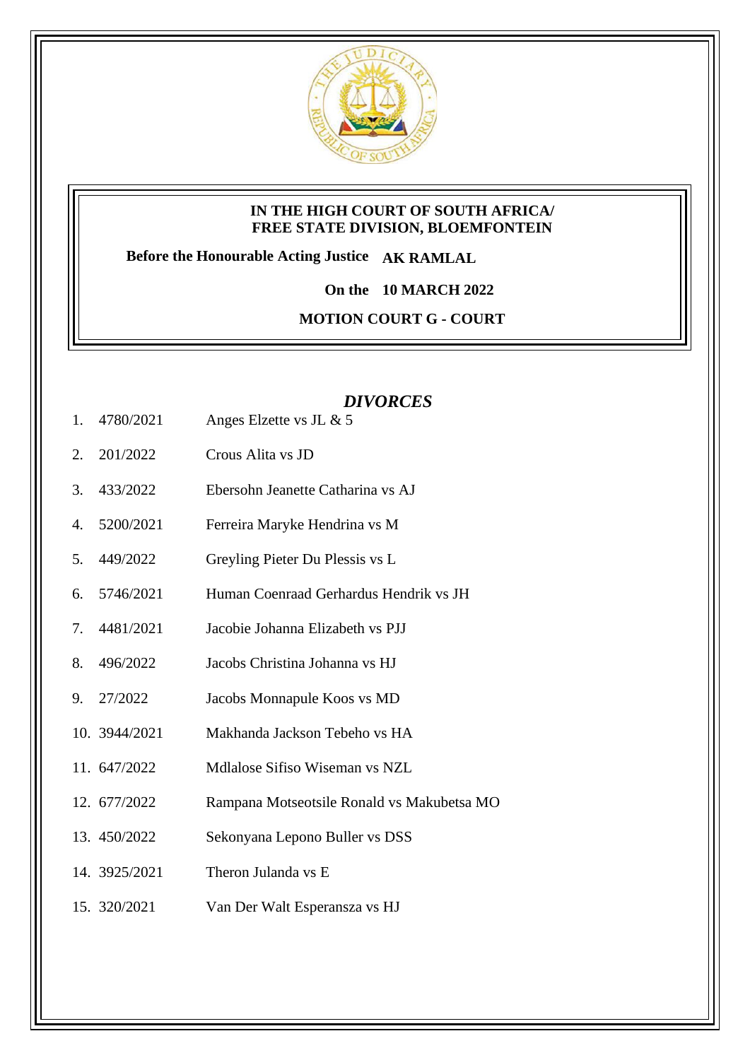**IN THE HIGH COURT OF SOUTH AFRICA/**
**FREE STATE DIVISION, BLOEMFONTEIN**

**Before the Honourable Acting Justice AK RAMLAL**

**On the 10 MARCH 2022**

**MOTION COURT G - COURT**

## *DIVORCES*

1. 4780/2021 Anges Elzette vs JL & 5
2. 201/2022 Crous Alita vs JD
3. 433/2022 Ebersohn Jeanette Catharina vs AJ
4. 5200/2021 Ferreira Maryke Hendrina vs M
5. 449/2022 Greyling Pieter Du Plessis vs L
6. 5746/2021 Human Coenraad Gerhardus Hendrik vs JH
7. 4481/2021 Jacobie Johanna Elizabeth vs PJJ
8. 496/2022 Jacobs Christina Johanna vs HJ
9. 27/2022 Jacobs Monnapule Koos vs MD
10. 3944/2021 Makhanda Jackson Tebeho vs HA
11. 647/2022 Mdlalose Sifiso Wiseman vs NZL
12. 677/2022 Rampana Motseotsile Ronald vs Makubetsa MO
13. 450/2022 Sekonyana Lepono Buller vs DSS
14. 3925/2021 Theron Julanda vs E
15. 320/2021 Van Der Walt Esperansza vs HJ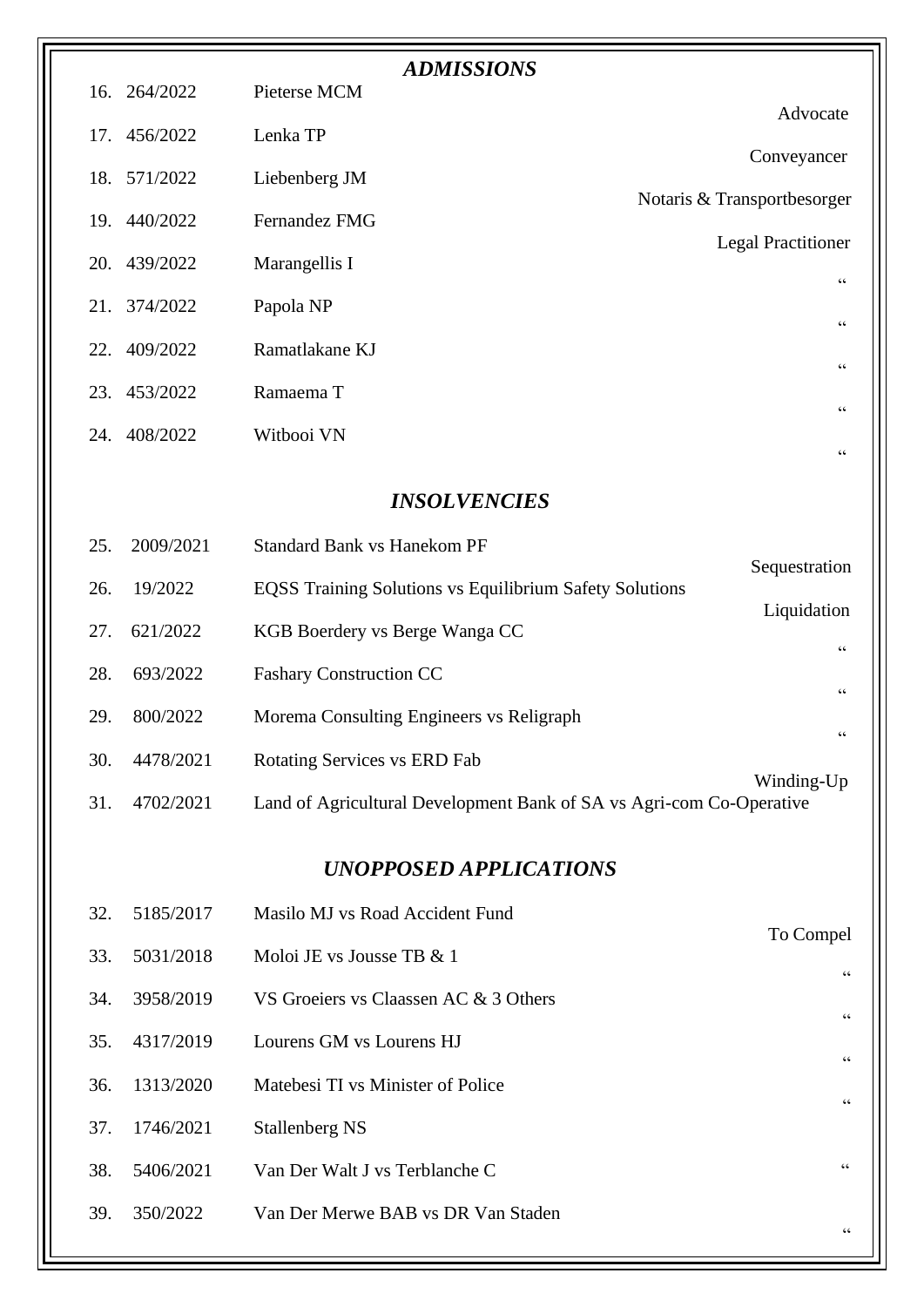## *ADMISSIONS*

| No. | Case No. | Name | Type |
|---|---|---|---|
| 16. | 264/2022 | Pieterse MCM | Advocate |
| 17. | 456/2022 | Lenka TP | Conveyancer |
| 18. | 571/2022 | Liebenberg JM | Notaris & Transportbesorger |
| 19. | 440/2022 | Fernandez FMG | Legal Practitioner |
| 20. | 439/2022 | Marangellis I | " |
| 21. | 374/2022 | Papola NP | " |
| 22. | 409/2022 | Ramatlakane KJ | " |
| 23. | 453/2022 | Ramaema T | " |
| 24. | 408/2022 | Witbooi VN | " |

## *INSOLVENCIES*

| No. | Case No. | Parties | Type |
|---|---|---|---|
| 25. | 2009/2021 | Standard Bank vs Hanekom PF | Sequestration |
| 26. | 19/2022 | EQSS Training Solutions vs Equilibrium Safety Solutions | Liquidation |
| 27. | 621/2022 | KGB Boerdery vs Berge Wanga CC | " |
| 28. | 693/2022 | Fashary Construction CC | " |
| 29. | 800/2022 | Morema Consulting Engineers vs Religraph | " |
| 30. | 4478/2021 | Rotating Services vs ERD Fab | Winding-Up |
| 31. | 4702/2021 | Land of Agricultural Development Bank of SA vs Agri-com Co-Operative | |

## *UNOPPOSED APPLICATIONS*

| No. | Case No. | Parties | Type |
|---|---|---|---|
| 32. | 5185/2017 | Masilo MJ vs Road Accident Fund | To Compel |
| 33. | 5031/2018 | Moloi JE vs Jousse TB & 1 | " |
| 34. | 3958/2019 | VS Groeiers vs Claassen AC & 3 Others | " |
| 35. | 4317/2019 | Lourens GM vs Lourens HJ | " |
| 36. | 1313/2020 | Matebesi TI vs Minister of Police | " |
| 37. | 1746/2021 | Stallenberg NS | |
| 38. | 5406/2021 | Van Der Walt J vs Terblanche C | " |
| 39. | 350/2022 | Van Der Merwe BAB vs DR Van Staden | " |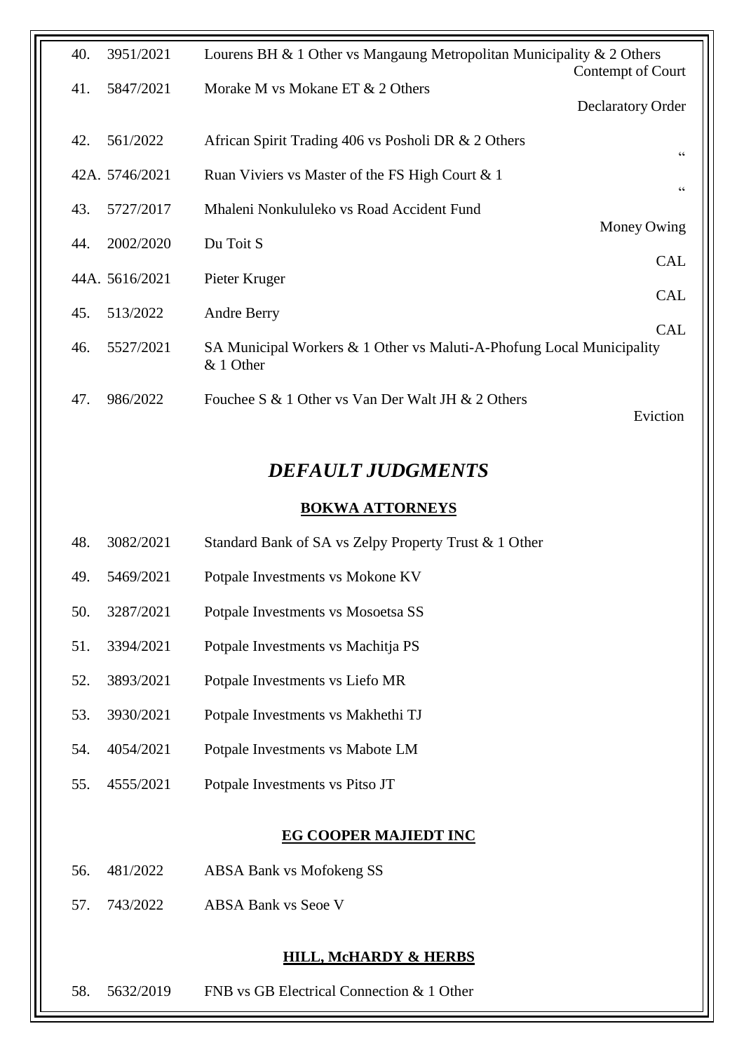| | | | |
|---|---|---|---|
| 40. | 3951/2021 | Lourens BH & 1 Other vs Mangaung Metropolitan Municipality & 2 Others | Contempt of Court |
| 41. | 5847/2021 | Morake M vs Mokane ET & 2 Others | Declaratory Order |
| 42. | 561/2022 | African Spirit Trading 406 vs Posholi DR & 2 Others | " |
| 42A. | 5746/2021 | Ruan Viviers vs Master of the FS High Court & 1 | " |
| 43. | 5727/2017 | Mhaleni Nonkululeko vs Road Accident Fund | Money Owing |
| 44. | 2002/2020 | Du Toit S | CAL |
| 44A. | 5616/2021 | Pieter Kruger | CAL |
| 45. | 513/2022 | Andre Berry | CAL |
| 46. | 5527/2021 | SA Municipal Workers & 1 Other vs Maluti-A-Phofung Local Municipality & 1 Other | |
| 47. | 986/2022 | Fouchee S & 1 Other vs Van Der Walt JH & 2 Others | Eviction |

## *DEFAULT JUDGMENTS*

**BOKWA ATTORNEYS**

| | | |
|---|---|---|
| 48. | 3082/2021 | Standard Bank of SA vs Zelpy Property Trust & 1 Other |
| 49. | 5469/2021 | Potpale Investments vs Mokone KV |
| 50. | 3287/2021 | Potpale Investments vs Mosoetsa SS |
| 51. | 3394/2021 | Potpale Investments vs Machitja PS |
| 52. | 3893/2021 | Potpale Investments vs Liefo MR |
| 53. | 3930/2021 | Potpale Investments vs Makhethi TJ |
| 54. | 4054/2021 | Potpale Investments vs Mabote LM |
| 55. | 4555/2021 | Potpale Investments vs Pitso JT |

**EG COOPER MAJIEDT INC**

| | | |
|---|---|---|
| 56. | 481/2022 | ABSA Bank vs Mofokeng SS |
| 57. | 743/2022 | ABSA Bank vs Seoe V |

**HILL, McHARDY & HERBS**

| | | |
|---|---|---|
| 58. | 5632/2019 | FNB vs GB Electrical Connection & 1 Other |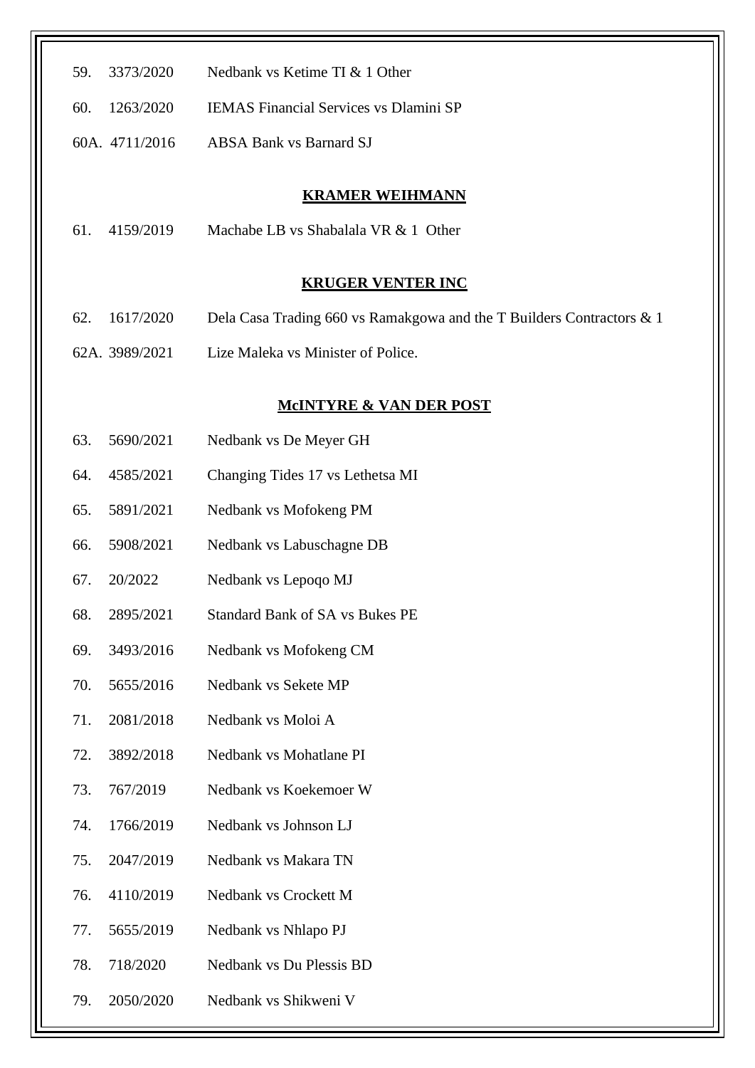59. 3373/2020 Nedbank vs Ketime TI & 1 Other

60. 1263/2020 IEMAS Financial Services vs Dlamini SP

60A. 4711/2016 ABSA Bank vs Barnard SJ

**KRAMER WEIHMANN**

61. 4159/2019 Machabe LB vs Shabalala VR & 1 Other

**KRUGER VENTER INC**

62. 1617/2020 Dela Casa Trading 660 vs Ramakgowa and the T Builders Contractors & 1

62A. 3989/2021 Lize Maleka vs Minister of Police.

**McINTYRE & VAN DER POST**

63. 5690/2021 Nedbank vs De Meyer GH

64. 4585/2021 Changing Tides 17 vs Lethetsa MI

65. 5891/2021 Nedbank vs Mofokeng PM

66. 5908/2021 Nedbank vs Labuschagne DB

67. 20/2022 Nedbank vs Lepoqo MJ

68. 2895/2021 Standard Bank of SA vs Bukes PE

69. 3493/2016 Nedbank vs Mofokeng CM

70. 5655/2016 Nedbank vs Sekete MP

71. 2081/2018 Nedbank vs Moloi A

72. 3892/2018 Nedbank vs Mohatlane PI

73. 767/2019 Nedbank vs Koekemoer W

74. 1766/2019 Nedbank vs Johnson LJ

75. 2047/2019 Nedbank vs Makara TN

76. 4110/2019 Nedbank vs Crockett M

77. 5655/2019 Nedbank vs Nhlapo PJ

78. 718/2020 Nedbank vs Du Plessis BD

79. 2050/2020 Nedbank vs Shikweni V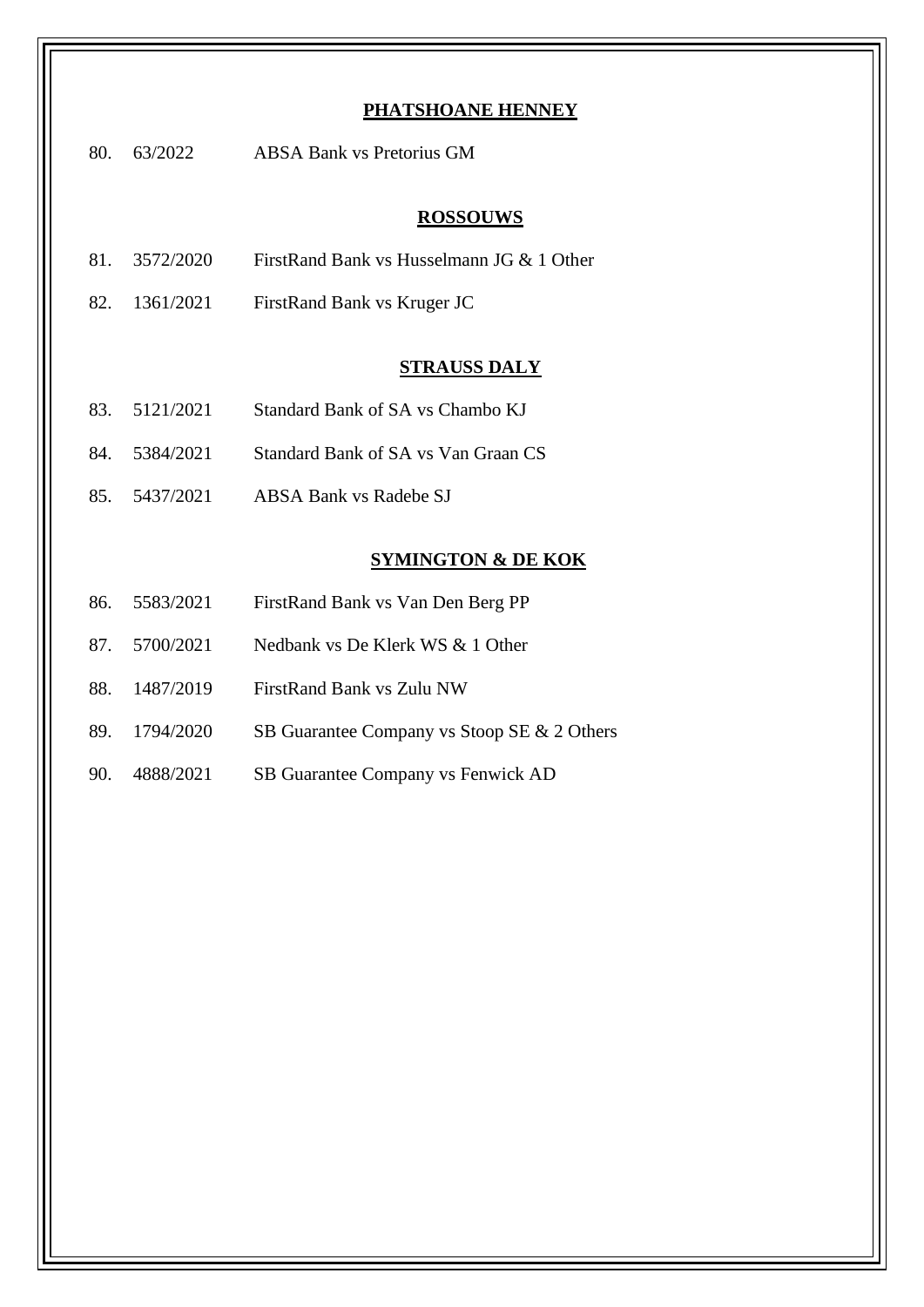**PHATSHOANE HENNEY**

| | | |
|---|---|---|
| 80. | 63/2022 | ABSA Bank vs Pretorius GM |

**ROSSOUWS**

| | | |
|---|---|---|
| 81. | 3572/2020 | FirstRand Bank vs Husselmann JG & 1 Other |
| 82. | 1361/2021 | FirstRand Bank vs Kruger JC |

**STRAUSS DALY**

| | | |
|---|---|---|
| 83. | 5121/2021 | Standard Bank of SA vs Chambo KJ |
| 84. | 5384/2021 | Standard Bank of SA vs Van Graan CS |
| 85. | 5437/2021 | ABSA Bank vs Radebe SJ |

**SYMINGTON & DE KOK**

| | | |
|---|---|---|
| 86. | 5583/2021 | FirstRand Bank vs Van Den Berg PP |
| 87. | 5700/2021 | Nedbank vs De Klerk WS & 1 Other |
| 88. | 1487/2019 | FirstRand Bank vs Zulu NW |
| 89. | 1794/2020 | SB Guarantee Company vs Stoop SE & 2 Others |
| 90. | 4888/2021 | SB Guarantee Company vs Fenwick AD |